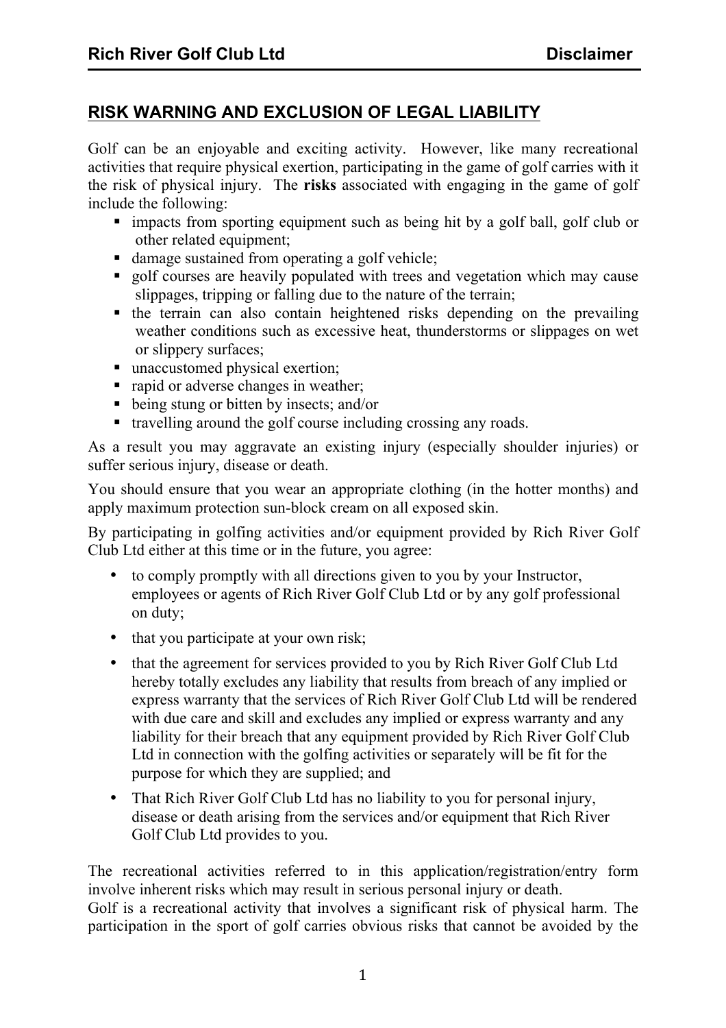## RISK WARNING AND EXCLUSION OF LEGAL LIABILITY

Golf can be an enjoyable and exciting activity. However, like many recreational activities that require physical exertion, participating in the game of golf carries with it the risk of physical injury. The **risks** associated with engaging in the game of golf include the following:

- impacts from sporting equipment such as being hit by a golf ball, golf club or other related equipment;
- damage sustained from operating a golf vehicle;
- golf courses are heavily populated with trees and vegetation which may cause slippages, tripping or falling due to the nature of the terrain;
- the terrain can also contain heightened risks depending on the prevailing weather conditions such as excessive heat, thunderstorms or slippages on wet or slippery surfaces;
- unaccustomed physical exertion;
- rapid or adverse changes in weather;
- being stung or bitten by insects; and/or
- travelling around the golf course including crossing any roads.

As a result you may aggravate an existing injury (especially shoulder injuries) or suffer serious injury, disease or death.

You should ensure that you wear an appropriate clothing (in the hotter months) and apply maximum protection sun-block cream on all exposed skin.

By participating in golfing activities and/or equipment provided by Rich River Golf Club Ltd either at this time or in the future, you agree:

- to comply promptly with all directions given to you by your Instructor, employees or agents of Rich River Golf Club Ltd or by any golf professional on duty;
- that you participate at your own risk;
- that the agreement for services provided to you by Rich River Golf Club Ltd hereby totally excludes any liability that results from breach of any implied or express warranty that the services of Rich River Golf Club Ltd will be rendered with due care and skill and excludes any implied or express warranty and any liability for their breach that any equipment provided by Rich River Golf Club Ltd in connection with the golfing activities or separately will be fit for the purpose for which they are supplied; and
- That Rich River Golf Club Ltd has no liability to you for personal injury, disease or death arising from the services and/or equipment that Rich River Golf Club Ltd provides to you.

The recreational activities referred to in this application/registration/entry form involve inherent risks which may result in serious personal injury or death.
Golf is a recreational activity that involves a significant risk of physical harm. The participation in the sport of golf carries obvious risks that cannot be avoided by the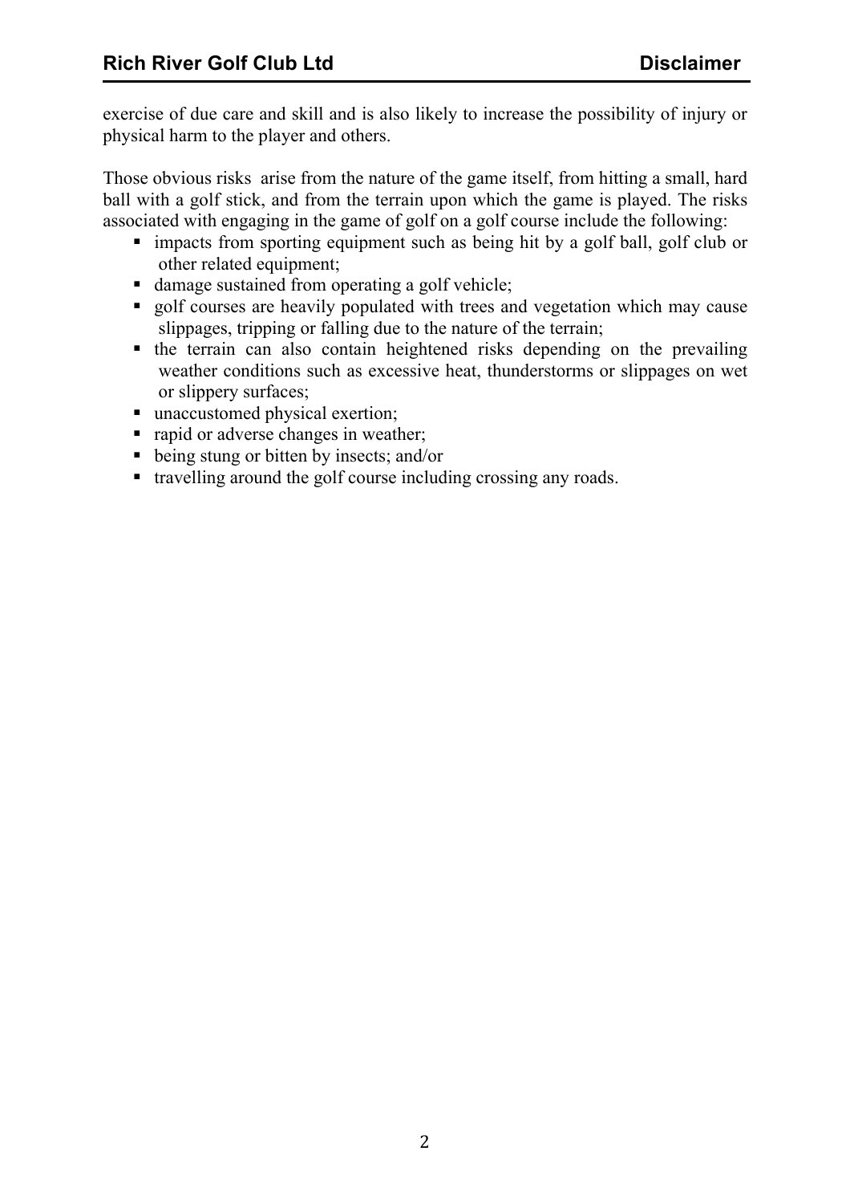exercise of due care and skill and is also likely to increase the possibility of injury or physical harm to the player and others.

Those obvious risks arise from the nature of the game itself, from hitting a small, hard ball with a golf stick, and from the terrain upon which the game is played. The risks associated with engaging in the game of golf on a golf course include the following:

- impacts from sporting equipment such as being hit by a golf ball, golf club or other related equipment;
- damage sustained from operating a golf vehicle;
- golf courses are heavily populated with trees and vegetation which may cause slippages, tripping or falling due to the nature of the terrain;
- the terrain can also contain heightened risks depending on the prevailing weather conditions such as excessive heat, thunderstorms or slippages on wet or slippery surfaces;
- unaccustomed physical exertion;
- rapid or adverse changes in weather;
- being stung or bitten by insects; and/or
- travelling around the golf course including crossing any roads.